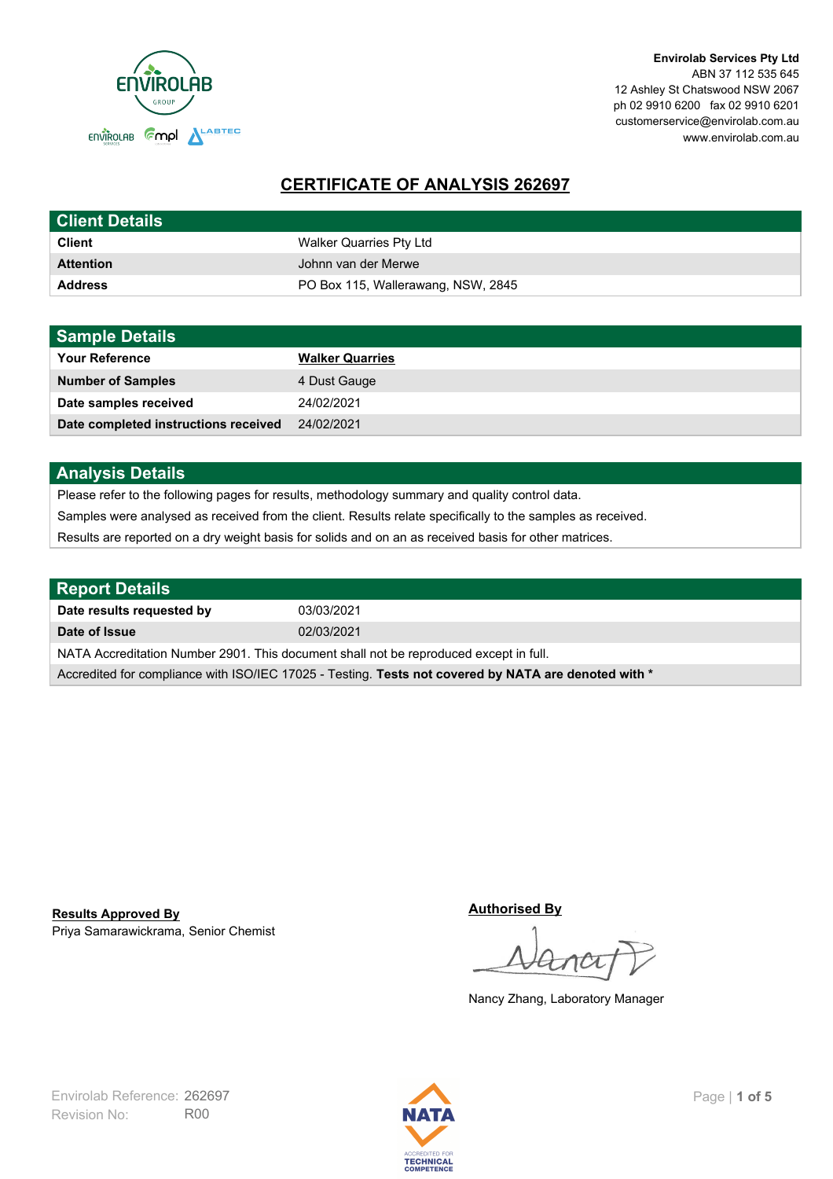Envirolab Services Pty Ltd
ABN 37 112 535 645
12 Ashley St Chatswood NSW 2067
ph 02 9910 6200 fax 02 9910 6201
customerservice@envirolab.com.au
www.envirolab.com.au

# CERTIFICATE OF ANALYSIS 262697

| Client Details | |
|---|---|
| **Client** | Walker Quarries Pty Ltd |
| **Attention** | Johnn van der Merwe |
| **Address** | PO Box 115, Wallerawang, NSW, 2845 |

| Sample Details | |
|---|---|
| **Your Reference** | **Walker Quarries** |
| **Number of Samples** | 4 Dust Gauge |
| **Date samples received** | 24/02/2021 |
| **Date completed instructions received** | 24/02/2021 |

## Analysis Details

Please refer to the following pages for results, methodology summary and quality control data.

Samples were analysed as received from the client. Results relate specifically to the samples as received.

Results are reported on a dry weight basis for solids and on an as received basis for other matrices.

| Report Details | |
|---|---|
| **Date results requested by** | 03/03/2021 |
| **Date of Issue** | 02/03/2021 |

NATA Accreditation Number 2901. This document shall not be reproduced except in full.

Accredited for compliance with ISO/IEC 17025 - Testing. **Tests not covered by NATA are denoted with ***

**Results Approved By**
Priya Samarawickrama, Senior Chemist

**Authorised By**
Nancy Zhang, Laboratory Manager

Envirolab Reference: 262697
Revision No: R00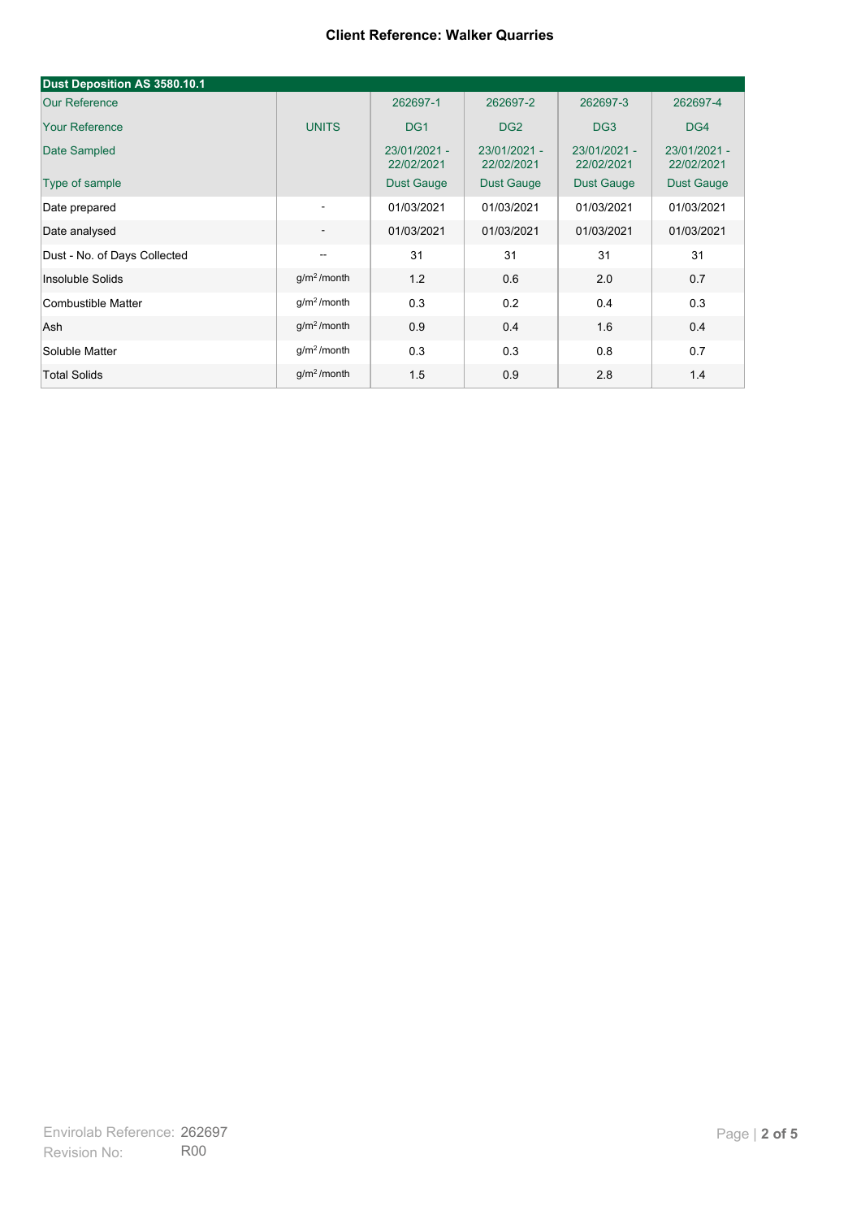**Client Reference: Walker Quarries**

| Dust Deposition AS 3580.10.1 | | | | | |
|---|---|---|---|---|---|
| Our Reference | | 262697-1 | 262697-2 | 262697-3 | 262697-4 |
| Your Reference | UNITS | DG1 | DG2 | DG3 | DG4 |
| Date Sampled | | 23/01/2021 - 22/02/2021 | 23/01/2021 - 22/02/2021 | 23/01/2021 - 22/02/2021 | 23/01/2021 - 22/02/2021 |
| Type of sample | | Dust Gauge | Dust Gauge | Dust Gauge | Dust Gauge |
| Date prepared | - | 01/03/2021 | 01/03/2021 | 01/03/2021 | 01/03/2021 |
| Date analysed | - | 01/03/2021 | 01/03/2021 | 01/03/2021 | 01/03/2021 |
| Dust - No. of Days Collected | -- | 31 | 31 | 31 | 31 |
| Insoluble Solids | $g/m^2$ /month | 1.2 | 0.6 | 2.0 | 0.7 |
| Combustible Matter | $g/m^2$ /month | 0.3 | 0.2 | 0.4 | 0.3 |
| Ash | $g/m^2$ /month | 0.9 | 0.4 | 1.6 | 0.4 |
| Soluble Matter | $g/m^2$ /month | 0.3 | 0.3 | 0.8 | 0.7 |
| Total Solids | $g/m^2$ /month | 1.5 | 0.9 | 2.8 | 1.4 |

Envirolab Reference: 262697
Revision No: R00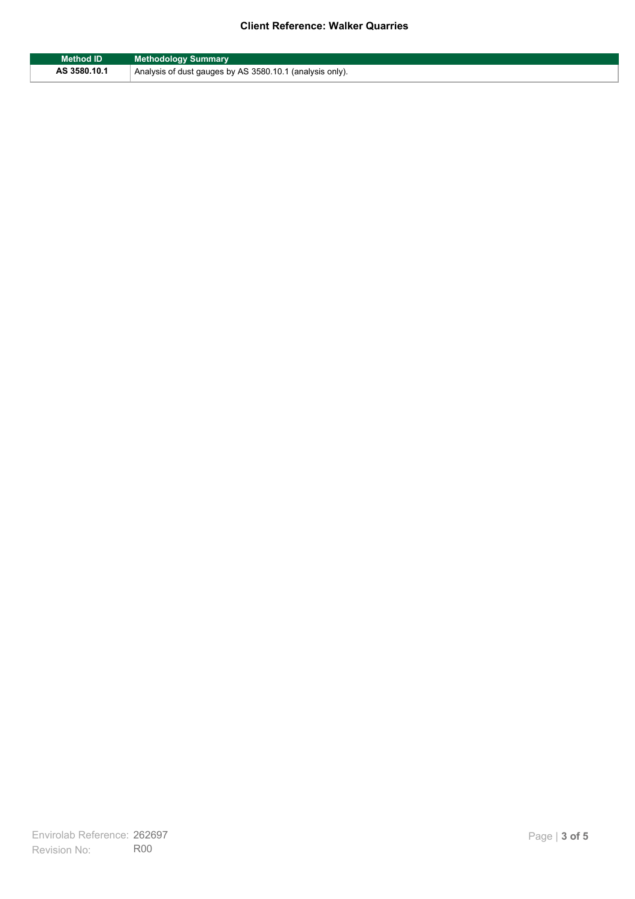**Client Reference: Walker Quarries**

| Method ID | Methodology Summary |
|---|---|
| **AS 3580.10.1** | Analysis of dust gauges by AS 3580.10.1 (analysis only). |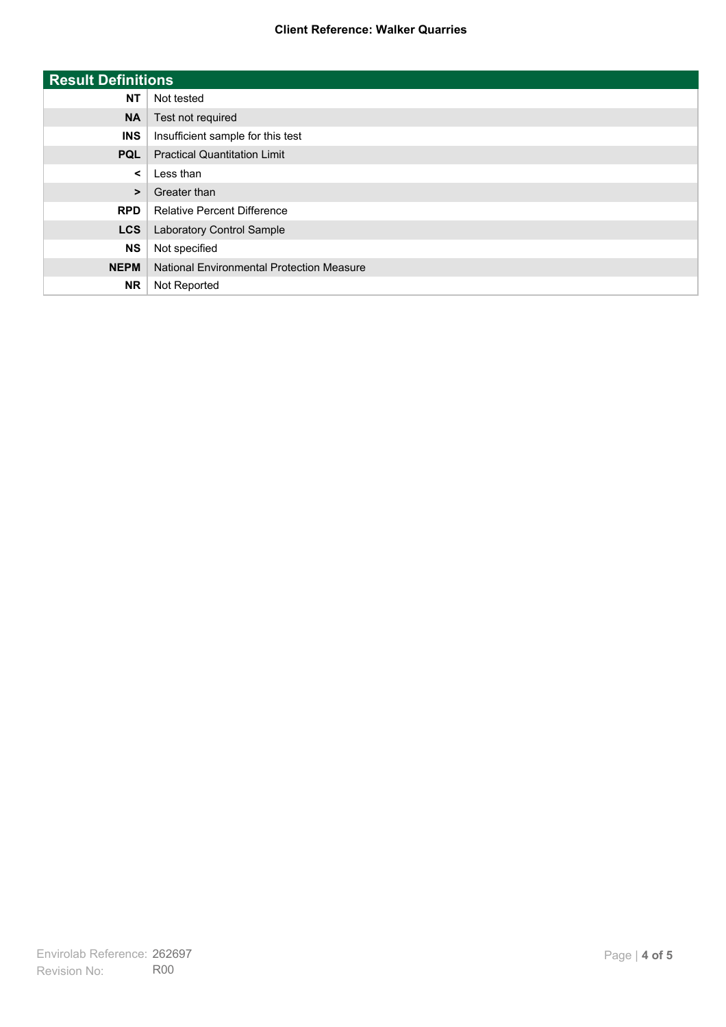## Result Definitions

| | |
|---|---|
| **NT** | Not tested |
| **NA** | Test not required |
| **INS** | Insufficient sample for this test |
| **PQL** | Practical Quantitation Limit |
| **<** | Less than |
| **>** | Greater than |
| **RPD** | Relative Percent Difference |
| **LCS** | Laboratory Control Sample |
| **NS** | Not specified |
| **NEPM** | National Environmental Protection Measure |
| **NR** | Not Reported |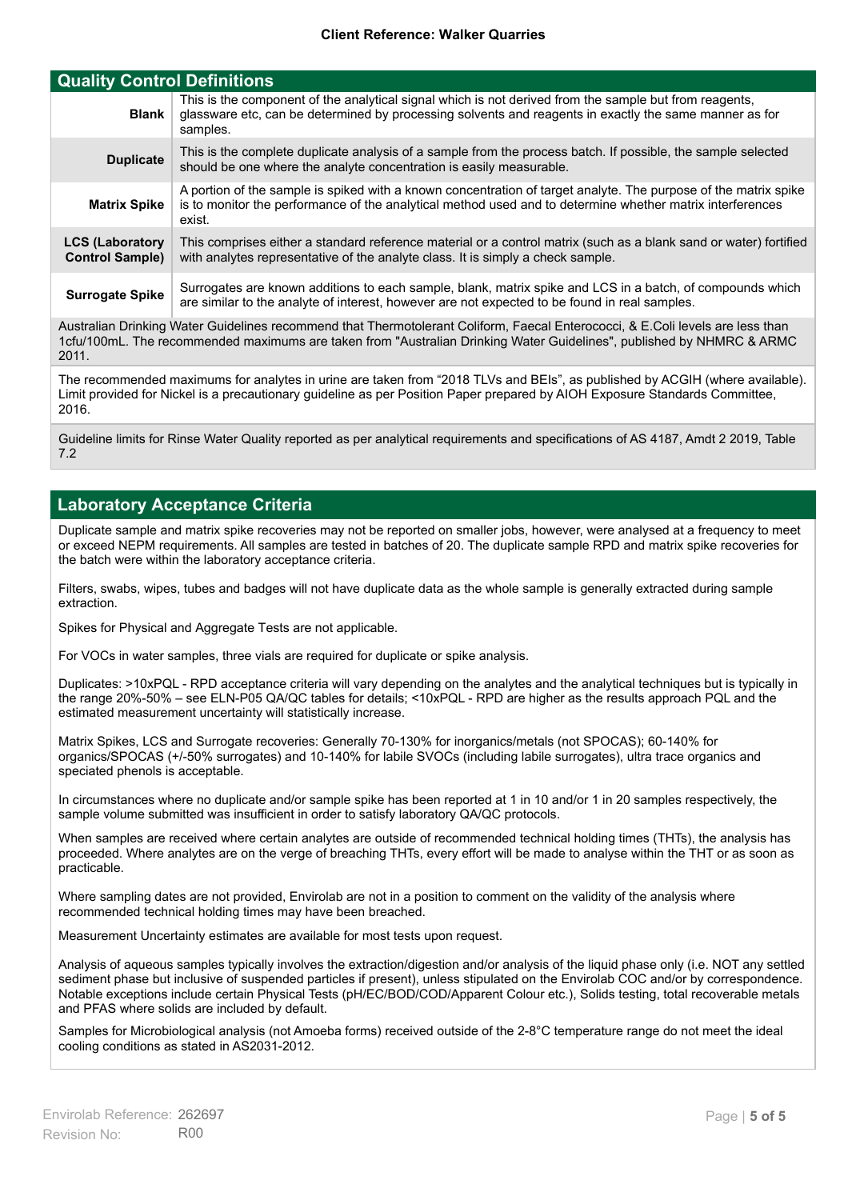## Quality Control Definitions

| | |
|---|---|
| **Blank** | This is the component of the analytical signal which is not derived from the sample but from reagents, glassware etc, can be determined by processing solvents and reagents in exactly the same manner as for samples. |
| **Duplicate** | This is the complete duplicate analysis of a sample from the process batch. If possible, the sample selected should be one where the analyte concentration is easily measurable. |
| **Matrix Spike** | A portion of the sample is spiked with a known concentration of target analyte. The purpose of the matrix spike is to monitor the performance of the analytical method used and to determine whether matrix interferences exist. |
| **LCS (Laboratory Control Sample)** | This comprises either a standard reference material or a control matrix (such as a blank sand or water) fortified with analytes representative of the analyte class. It is simply a check sample. |
| **Surrogate Spike** | Surrogates are known additions to each sample, blank, matrix spike and LCS in a batch, of compounds which are similar to the analyte of interest, however are not expected to be found in real samples. |

Australian Drinking Water Guidelines recommend that Thermotolerant Coliform, Faecal Enterococci, & E.Coli levels are less than 1cfu/100mL. The recommended maximums are taken from "Australian Drinking Water Guidelines", published by NHMRC & ARMC 2011.

The recommended maximums for analytes in urine are taken from “2018 TLVs and BEIs”, as published by ACGIH (where available). Limit provided for Nickel is a precautionary guideline as per Position Paper prepared by AIOH Exposure Standards Committee, 2016.

Guideline limits for Rinse Water Quality reported as per analytical requirements and specifications of AS 4187, Amdt 2 2019, Table 7.2

## Laboratory Acceptance Criteria

Duplicate sample and matrix spike recoveries may not be reported on smaller jobs, however, were analysed at a frequency to meet or exceed NEPM requirements. All samples are tested in batches of 20. The duplicate sample RPD and matrix spike recoveries for the batch were within the laboratory acceptance criteria.

Filters, swabs, wipes, tubes and badges will not have duplicate data as the whole sample is generally extracted during sample extraction.

Spikes for Physical and Aggregate Tests are not applicable.

For VOCs in water samples, three vials are required for duplicate or spike analysis.

Duplicates: >10xPQL - RPD acceptance criteria will vary depending on the analytes and the analytical techniques but is typically in the range 20%-50% – see ELN-P05 QA/QC tables for details; <10xPQL - RPD are higher as the results approach PQL and the estimated measurement uncertainty will statistically increase.

Matrix Spikes, LCS and Surrogate recoveries: Generally 70-130% for inorganics/metals (not SPOCAS); 60-140% for organics/SPOCAS (+/-50% surrogates) and 10-140% for labile SVOCs (including labile surrogates), ultra trace organics and speciated phenols is acceptable.

In circumstances where no duplicate and/or sample spike has been reported at 1 in 10 and/or 1 in 20 samples respectively, the sample volume submitted was insufficient in order to satisfy laboratory QA/QC protocols.

When samples are received where certain analytes are outside of recommended technical holding times (THTs), the analysis has proceeded. Where analytes are on the verge of breaching THTs, every effort will be made to analyse within the THT or as soon as practicable.

Where sampling dates are not provided, Envirolab are not in a position to comment on the validity of the analysis where recommended technical holding times may have been breached.

Measurement Uncertainty estimates are available for most tests upon request.

Analysis of aqueous samples typically involves the extraction/digestion and/or analysis of the liquid phase only (i.e. NOT any settled sediment phase but inclusive of suspended particles if present), unless stipulated on the Envirolab COC and/or by correspondence. Notable exceptions include certain Physical Tests (pH/EC/BOD/COD/Apparent Colour etc.), Solids testing, total recoverable metals and PFAS where solids are included by default.

Samples for Microbiological analysis (not Amoeba forms) received outside of the 2-8°C temperature range do not meet the ideal cooling conditions as stated in AS2031-2012.